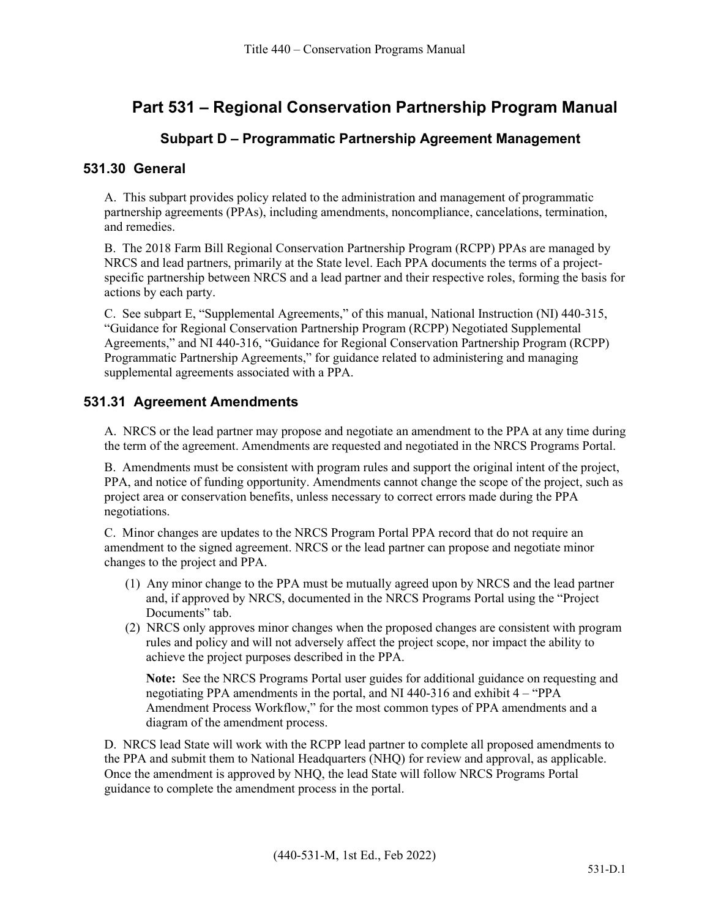# Part 531 – Regional Conservation Partnership Program Manual

## Subpart D – Programmatic Partnership Agreement Management

### 531.30 General

A. This subpart provides policy related to the administration and management of programmatic partnership agreements (PPAs), including amendments, noncompliance, cancelations, termination, and remedies.

B. The 2018 Farm Bill Regional Conservation Partnership Program (RCPP) PPAs are managed by NRCS and lead partners, primarily at the State level. Each PPA documents the terms of a project-specific partnership between NRCS and a lead partner and their respective roles, forming the basis for actions by each party.

C. See subpart E, "Supplemental Agreements," of this manual, National Instruction (NI) 440-315, "Guidance for Regional Conservation Partnership Program (RCPP) Negotiated Supplemental Agreements," and NI 440-316, "Guidance for Regional Conservation Partnership Program (RCPP) Programmatic Partnership Agreements," for guidance related to administering and managing supplemental agreements associated with a PPA.

### 531.31 Agreement Amendments

A. NRCS or the lead partner may propose and negotiate an amendment to the PPA at any time during the term of the agreement. Amendments are requested and negotiated in the NRCS Programs Portal.

B. Amendments must be consistent with program rules and support the original intent of the project, PPA, and notice of funding opportunity. Amendments cannot change the scope of the project, such as project area or conservation benefits, unless necessary to correct errors made during the PPA negotiations.

C. Minor changes are updates to the NRCS Program Portal PPA record that do not require an amendment to the signed agreement. NRCS or the lead partner can propose and negotiate minor changes to the project and PPA.

(1) Any minor change to the PPA must be mutually agreed upon by NRCS and the lead partner and, if approved by NRCS, documented in the NRCS Programs Portal using the "Project Documents" tab.

(2) NRCS only approves minor changes when the proposed changes are consistent with program rules and policy and will not adversely affect the project scope, nor impact the ability to achieve the project purposes described in the PPA.

**Note:** See the NRCS Programs Portal user guides for additional guidance on requesting and negotiating PPA amendments in the portal, and NI 440-316 and exhibit 4 – "PPA Amendment Process Workflow," for the most common types of PPA amendments and a diagram of the amendment process.

D. NRCS lead State will work with the RCPP lead partner to complete all proposed amendments to the PPA and submit them to National Headquarters (NHQ) for review and approval, as applicable. Once the amendment is approved by NHQ, the lead State will follow NRCS Programs Portal guidance to complete the amendment process in the portal.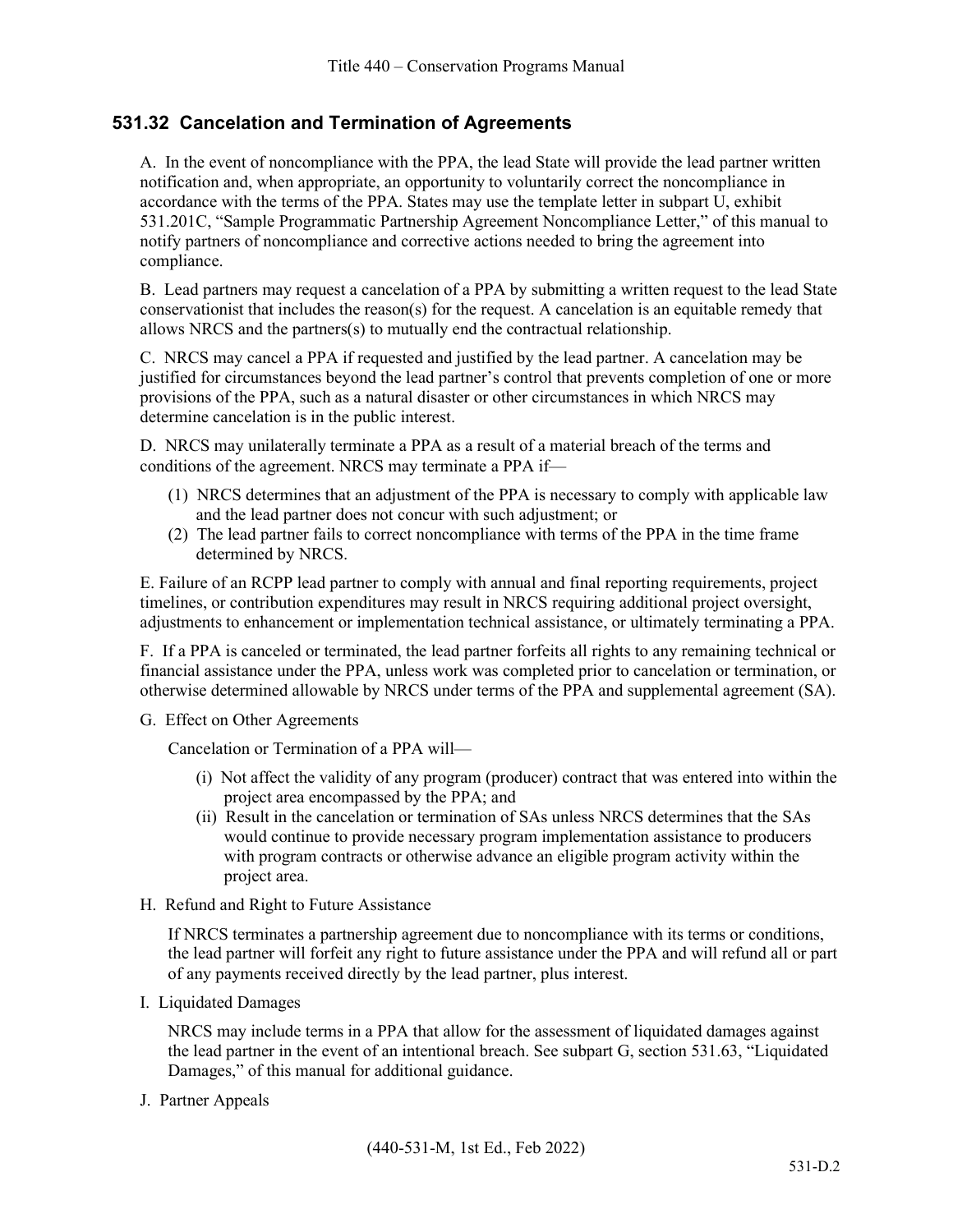## 531.32 Cancelation and Termination of Agreements

A. In the event of noncompliance with the PPA, the lead State will provide the lead partner written notification and, when appropriate, an opportunity to voluntarily correct the noncompliance in accordance with the terms of the PPA. States may use the template letter in subpart U, exhibit 531.201C, "Sample Programmatic Partnership Agreement Noncompliance Letter," of this manual to notify partners of noncompliance and corrective actions needed to bring the agreement into compliance.

B. Lead partners may request a cancelation of a PPA by submitting a written request to the lead State conservationist that includes the reason(s) for the request. A cancelation is an equitable remedy that allows NRCS and the partners(s) to mutually end the contractual relationship.

C. NRCS may cancel a PPA if requested and justified by the lead partner. A cancelation may be justified for circumstances beyond the lead partner's control that prevents completion of one or more provisions of the PPA, such as a natural disaster or other circumstances in which NRCS may determine cancelation is in the public interest.

D. NRCS may unilaterally terminate a PPA as a result of a material breach of the terms and conditions of the agreement. NRCS may terminate a PPA if—

(1) NRCS determines that an adjustment of the PPA is necessary to comply with applicable law and the lead partner does not concur with such adjustment; or
(2) The lead partner fails to correct noncompliance with terms of the PPA in the time frame determined by NRCS.

E. Failure of an RCPP lead partner to comply with annual and final reporting requirements, project timelines, or contribution expenditures may result in NRCS requiring additional project oversight, adjustments to enhancement or implementation technical assistance, or ultimately terminating a PPA.

F. If a PPA is canceled or terminated, the lead partner forfeits all rights to any remaining technical or financial assistance under the PPA, unless work was completed prior to cancelation or termination, or otherwise determined allowable by NRCS under terms of the PPA and supplemental agreement (SA).

G. Effect on Other Agreements

Cancelation or Termination of a PPA will—

(i) Not affect the validity of any program (producer) contract that was entered into within the project area encompassed by the PPA; and
(ii) Result in the cancelation or termination of SAs unless NRCS determines that the SAs would continue to provide necessary program implementation assistance to producers with program contracts or otherwise advance an eligible program activity within the project area.

H. Refund and Right to Future Assistance

If NRCS terminates a partnership agreement due to noncompliance with its terms or conditions, the lead partner will forfeit any right to future assistance under the PPA and will refund all or part of any payments received directly by the lead partner, plus interest.

I. Liquidated Damages

NRCS may include terms in a PPA that allow for the assessment of liquidated damages against the lead partner in the event of an intentional breach. See subpart G, section 531.63, "Liquidated Damages," of this manual for additional guidance.

J. Partner Appeals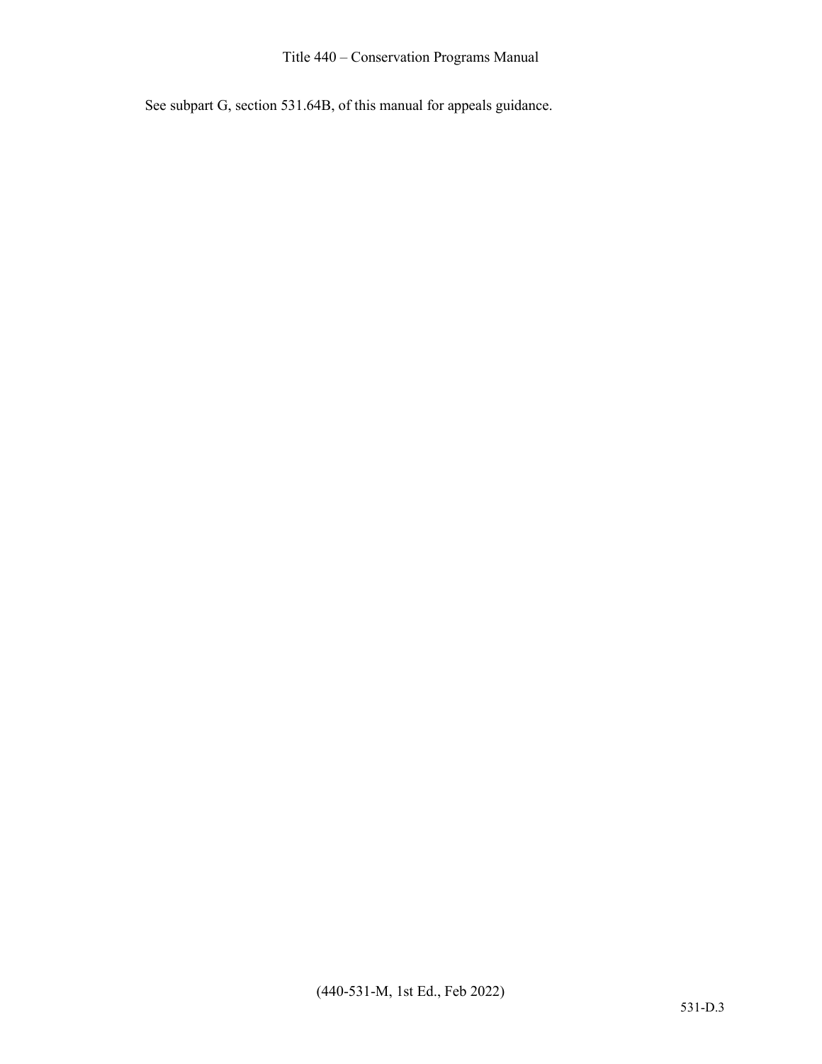See subpart G, section 531.64B, of this manual for appeals guidance.